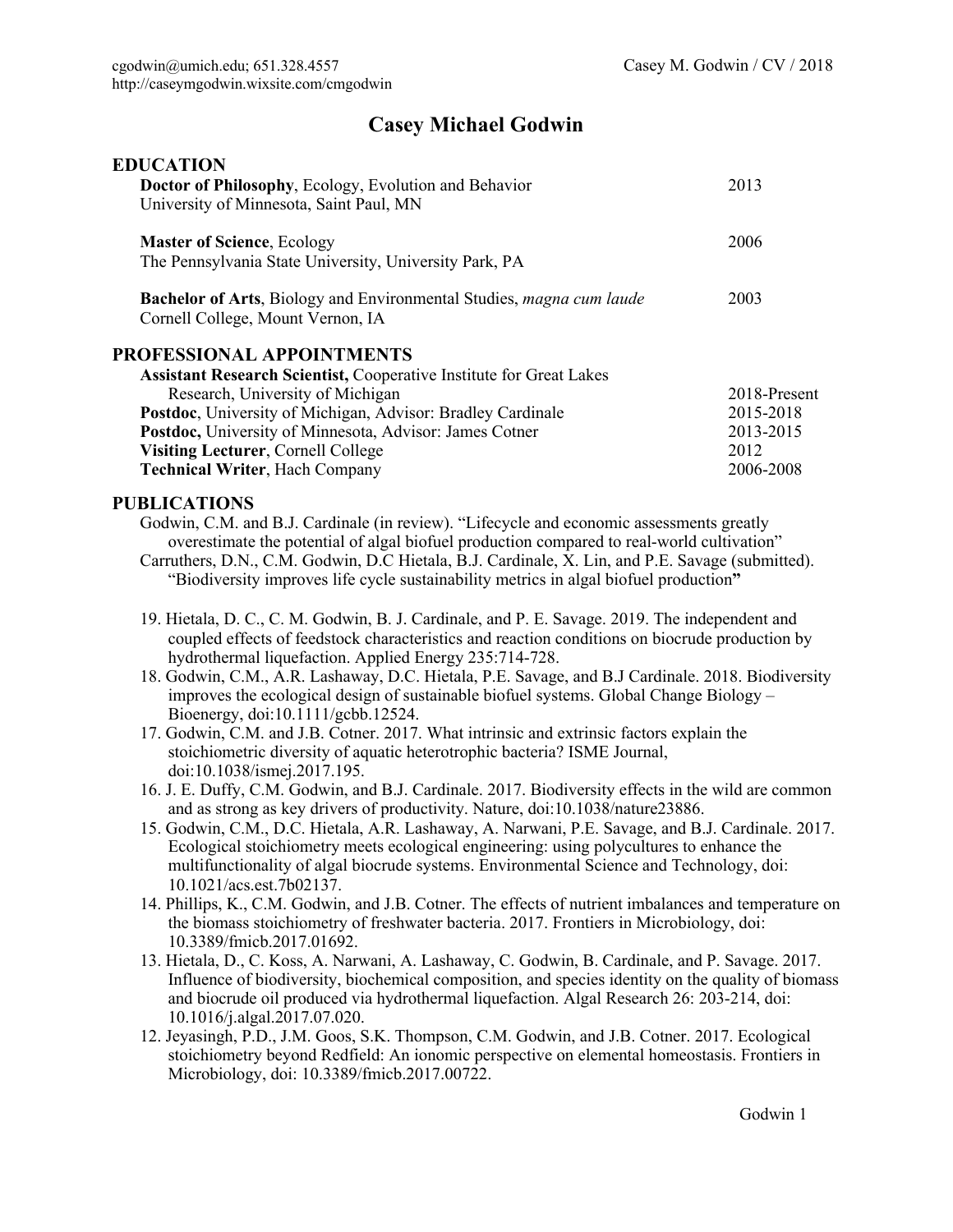cgodwin@umich.edu; 651.328.4557
http://caseymgodwin.wixsite.com/cmgodwin

# Casey Michael Godwin

## EDUCATION

**Doctor of Philosophy**, Ecology, Evolution and Behavior — 2013
University of Minnesota, Saint Paul, MN

**Master of Science**, Ecology — 2006
The Pennsylvania State University, University Park, PA

**Bachelor of Arts**, Biology and Environmental Studies, *magna cum laude* — 2003
Cornell College, Mount Vernon, IA

## PROFESSIONAL APPOINTMENTS

**Assistant Research Scientist,** Cooperative Institute for Great Lakes Research, University of Michigan — 2018-Present
**Postdoc**, University of Michigan, Advisor: Bradley Cardinale — 2015-2018
**Postdoc,** University of Minnesota, Advisor: James Cotner — 2013-2015
**Visiting Lecturer**, Cornell College — 2012
**Technical Writer**, Hach Company — 2006-2008

## PUBLICATIONS

Godwin, C.M. and B.J. Cardinale (in review). "Lifecycle and economic assessments greatly overestimate the potential of algal biofuel production compared to real-world cultivation"

Carruthers, D.N., C.M. Godwin, D.C Hietala, B.J. Cardinale, X. Lin, and P.E. Savage (submitted). "Biodiversity improves life cycle sustainability metrics in algal biofuel production"

19. Hietala, D. C., C. M. Godwin, B. J. Cardinale, and P. E. Savage. 2019. The independent and coupled effects of feedstock characteristics and reaction conditions on biocrude production by hydrothermal liquefaction. Applied Energy 235:714-728.
18. Godwin, C.M., A.R. Lashaway, D.C. Hietala, P.E. Savage, and B.J Cardinale. 2018. Biodiversity improves the ecological design of sustainable biofuel systems. Global Change Biology – Bioenergy, doi:10.1111/gcbb.12524.
17. Godwin, C.M. and J.B. Cotner. 2017. What intrinsic and extrinsic factors explain the stoichiometric diversity of aquatic heterotrophic bacteria? ISME Journal, doi:10.1038/ismej.2017.195.
16. J. E. Duffy, C.M. Godwin, and B.J. Cardinale. 2017. Biodiversity effects in the wild are common and as strong as key drivers of productivity. Nature, doi:10.1038/nature23886.
15. Godwin, C.M., D.C. Hietala, A.R. Lashaway, A. Narwani, P.E. Savage, and B.J. Cardinale. 2017. Ecological stoichiometry meets ecological engineering: using polycultures to enhance the multifunctionality of algal biocrude systems. Environmental Science and Technology, doi: 10.1021/acs.est.7b02137.
14. Phillips, K., C.M. Godwin, and J.B. Cotner. The effects of nutrient imbalances and temperature on the biomass stoichiometry of freshwater bacteria. 2017. Frontiers in Microbiology, doi: 10.3389/fmicb.2017.01692.
13. Hietala, D., C. Koss, A. Narwani, A. Lashaway, C. Godwin, B. Cardinale, and P. Savage. 2017. Influence of biodiversity, biochemical composition, and species identity on the quality of biomass and biocrude oil produced via hydrothermal liquefaction. Algal Research 26: 203-214, doi: 10.1016/j.algal.2017.07.020.
12. Jeyasingh, P.D., J.M. Goos, S.K. Thompson, C.M. Godwin, and J.B. Cotner. 2017. Ecological stoichiometry beyond Redfield: An ionomic perspective on elemental homeostasis. Frontiers in Microbiology, doi: 10.3389/fmicb.2017.00722.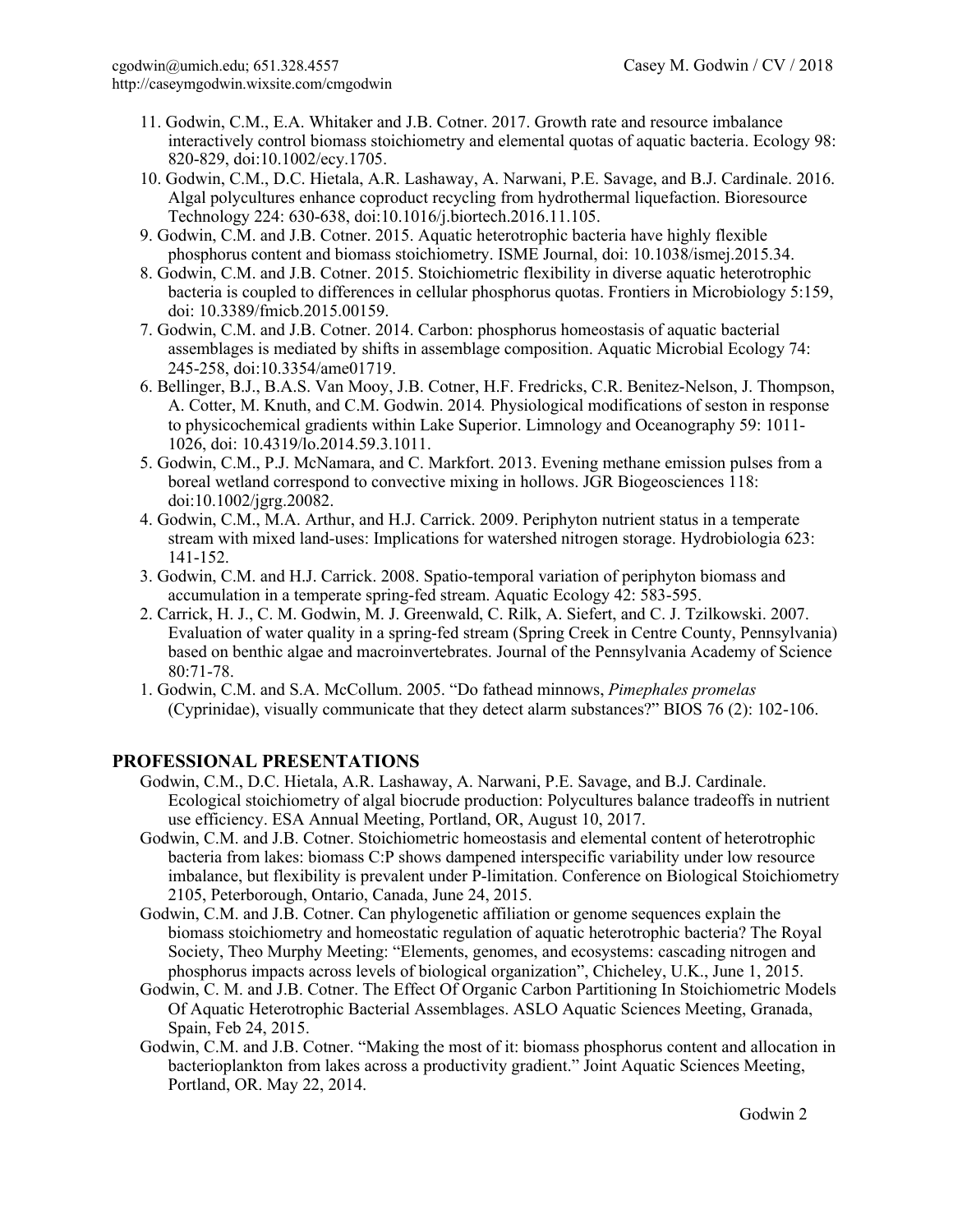11. Godwin, C.M., E.A. Whitaker and J.B. Cotner. 2017. Growth rate and resource imbalance interactively control biomass stoichiometry and elemental quotas of aquatic bacteria. Ecology 98: 820-829, doi:10.1002/ecy.1705.
10. Godwin, C.M., D.C. Hietala, A.R. Lashaway, A. Narwani, P.E. Savage, and B.J. Cardinale. 2016. Algal polycultures enhance coproduct recycling from hydrothermal liquefaction. Bioresource Technology 224: 630-638, doi:10.1016/j.biortech.2016.11.105.
9. Godwin, C.M. and J.B. Cotner. 2015. Aquatic heterotrophic bacteria have highly flexible phosphorus content and biomass stoichiometry. ISME Journal, doi: 10.1038/ismej.2015.34.
8. Godwin, C.M. and J.B. Cotner. 2015. Stoichiometric flexibility in diverse aquatic heterotrophic bacteria is coupled to differences in cellular phosphorus quotas. Frontiers in Microbiology 5:159, doi: 10.3389/fmicb.2015.00159.
7. Godwin, C.M. and J.B. Cotner. 2014. Carbon: phosphorus homeostasis of aquatic bacterial assemblages is mediated by shifts in assemblage composition. Aquatic Microbial Ecology 74: 245-258, doi:10.3354/ame01719.
6. Bellinger, B.J., B.A.S. Van Mooy, J.B. Cotner, H.F. Fredricks, C.R. Benitez-Nelson, J. Thompson, A. Cotter, M. Knuth, and C.M. Godwin. 2014*.* Physiological modifications of seston in response to physicochemical gradients within Lake Superior. Limnology and Oceanography 59: 1011-1026, doi: 10.4319/lo.2014.59.3.1011.
5. Godwin, C.M., P.J. McNamara, and C. Markfort. 2013. Evening methane emission pulses from a boreal wetland correspond to convective mixing in hollows. JGR Biogeosciences 118: doi:10.1002/jgrg.20082.
4. Godwin, C.M., M.A. Arthur, and H.J. Carrick. 2009. Periphyton nutrient status in a temperate stream with mixed land-uses: Implications for watershed nitrogen storage. Hydrobiologia 623: 141-152.
3. Godwin, C.M. and H.J. Carrick. 2008. Spatio-temporal variation of periphyton biomass and accumulation in a temperate spring-fed stream. Aquatic Ecology 42: 583-595.
2. Carrick, H. J., C. M. Godwin, M. J. Greenwald, C. Rilk, A. Siefert, and C. J. Tzilkowski. 2007. Evaluation of water quality in a spring-fed stream (Spring Creek in Centre County, Pennsylvania) based on benthic algae and macroinvertebrates. Journal of the Pennsylvania Academy of Science 80:71-78.
1. Godwin, C.M. and S.A. McCollum. 2005. "Do fathead minnows, *Pimephales promelas* (Cyprinidae), visually communicate that they detect alarm substances?" BIOS 76 (2): 102-106.

## PROFESSIONAL PRESENTATIONS

Godwin, C.M., D.C. Hietala, A.R. Lashaway, A. Narwani, P.E. Savage, and B.J. Cardinale. Ecological stoichiometry of algal biocrude production: Polycultures balance tradeoffs in nutrient use efficiency. ESA Annual Meeting, Portland, OR, August 10, 2017.

Godwin, C.M. and J.B. Cotner. Stoichiometric homeostasis and elemental content of heterotrophic bacteria from lakes: biomass C:P shows dampened interspecific variability under low resource imbalance, but flexibility is prevalent under P-limitation. Conference on Biological Stoichiometry 2105, Peterborough, Ontario, Canada, June 24, 2015.

Godwin, C.M. and J.B. Cotner. Can phylogenetic affiliation or genome sequences explain the biomass stoichiometry and homeostatic regulation of aquatic heterotrophic bacteria? The Royal Society, Theo Murphy Meeting: "Elements, genomes, and ecosystems: cascading nitrogen and phosphorus impacts across levels of biological organization", Chicheley, U.K., June 1, 2015.

Godwin, C. M. and J.B. Cotner. The Effect Of Organic Carbon Partitioning In Stoichiometric Models Of Aquatic Heterotrophic Bacterial Assemblages. ASLO Aquatic Sciences Meeting, Granada, Spain, Feb 24, 2015.

Godwin, C.M. and J.B. Cotner. "Making the most of it: biomass phosphorus content and allocation in bacterioplankton from lakes across a productivity gradient." Joint Aquatic Sciences Meeting, Portland, OR. May 22, 2014.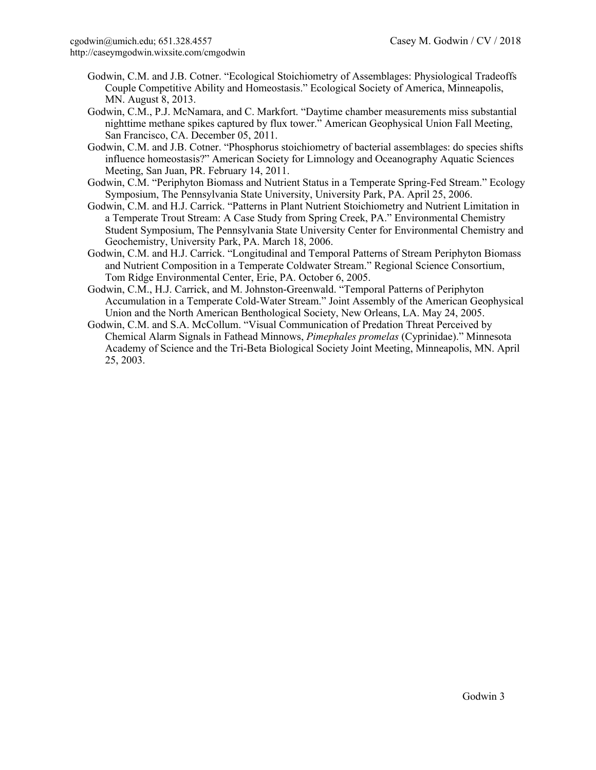Godwin, C.M. and J.B. Cotner. “Ecological Stoichiometry of Assemblages: Physiological Tradeoffs Couple Competitive Ability and Homeostasis.” Ecological Society of America, Minneapolis, MN. August 8, 2013.

Godwin, C.M., P.J. McNamara, and C. Markfort. “Daytime chamber measurements miss substantial nighttime methane spikes captured by flux tower.” American Geophysical Union Fall Meeting, San Francisco, CA. December 05, 2011.

Godwin, C.M. and J.B. Cotner. “Phosphorus stoichiometry of bacterial assemblages: do species shifts influence homeostasis?” American Society for Limnology and Oceanography Aquatic Sciences Meeting, San Juan, PR. February 14, 2011.

Godwin, C.M. “Periphyton Biomass and Nutrient Status in a Temperate Spring-Fed Stream.” Ecology Symposium, The Pennsylvania State University, University Park, PA. April 25, 2006.

Godwin, C.M. and H.J. Carrick. “Patterns in Plant Nutrient Stoichiometry and Nutrient Limitation in a Temperate Trout Stream: A Case Study from Spring Creek, PA.” Environmental Chemistry Student Symposium, The Pennsylvania State University Center for Environmental Chemistry and Geochemistry, University Park, PA. March 18, 2006.

Godwin, C.M. and H.J. Carrick. “Longitudinal and Temporal Patterns of Stream Periphyton Biomass and Nutrient Composition in a Temperate Coldwater Stream.” Regional Science Consortium, Tom Ridge Environmental Center, Erie, PA. October 6, 2005.

Godwin, C.M., H.J. Carrick, and M. Johnston-Greenwald. “Temporal Patterns of Periphyton Accumulation in a Temperate Cold-Water Stream.” Joint Assembly of the American Geophysical Union and the North American Benthological Society, New Orleans, LA. May 24, 2005.

Godwin, C.M. and S.A. McCollum. “Visual Communication of Predation Threat Perceived by Chemical Alarm Signals in Fathead Minnows, *Pimephales promelas* (Cyprinidae).” Minnesota Academy of Science and the Tri-Beta Biological Society Joint Meeting, Minneapolis, MN. April 25, 2003.